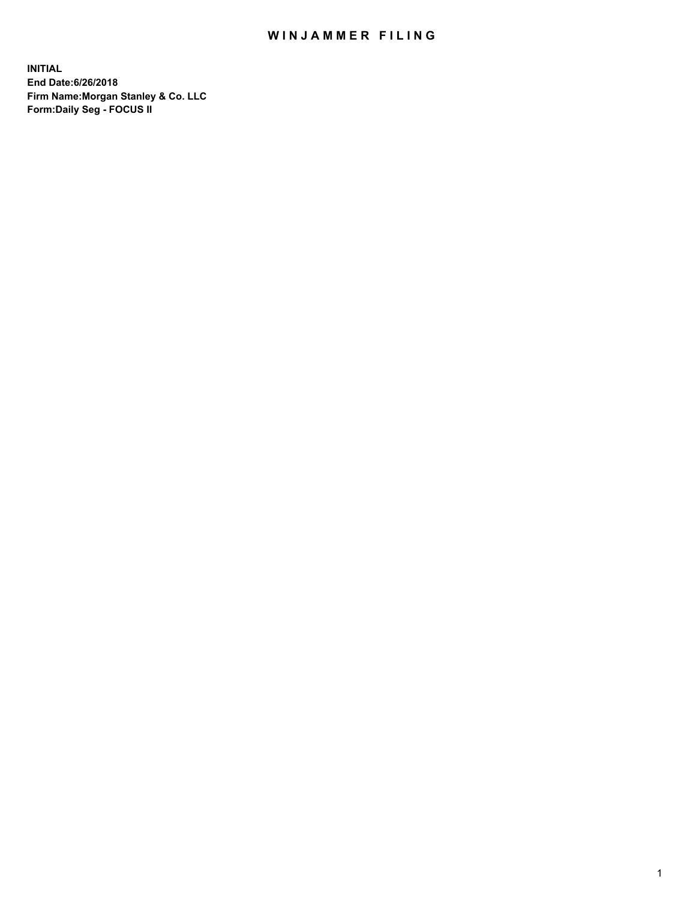# WINJAMMER FILING

**INITIAL**
**End Date:6/26/2018**
**Firm Name:Morgan Stanley & Co. LLC**
**Form:Daily Seg - FOCUS II**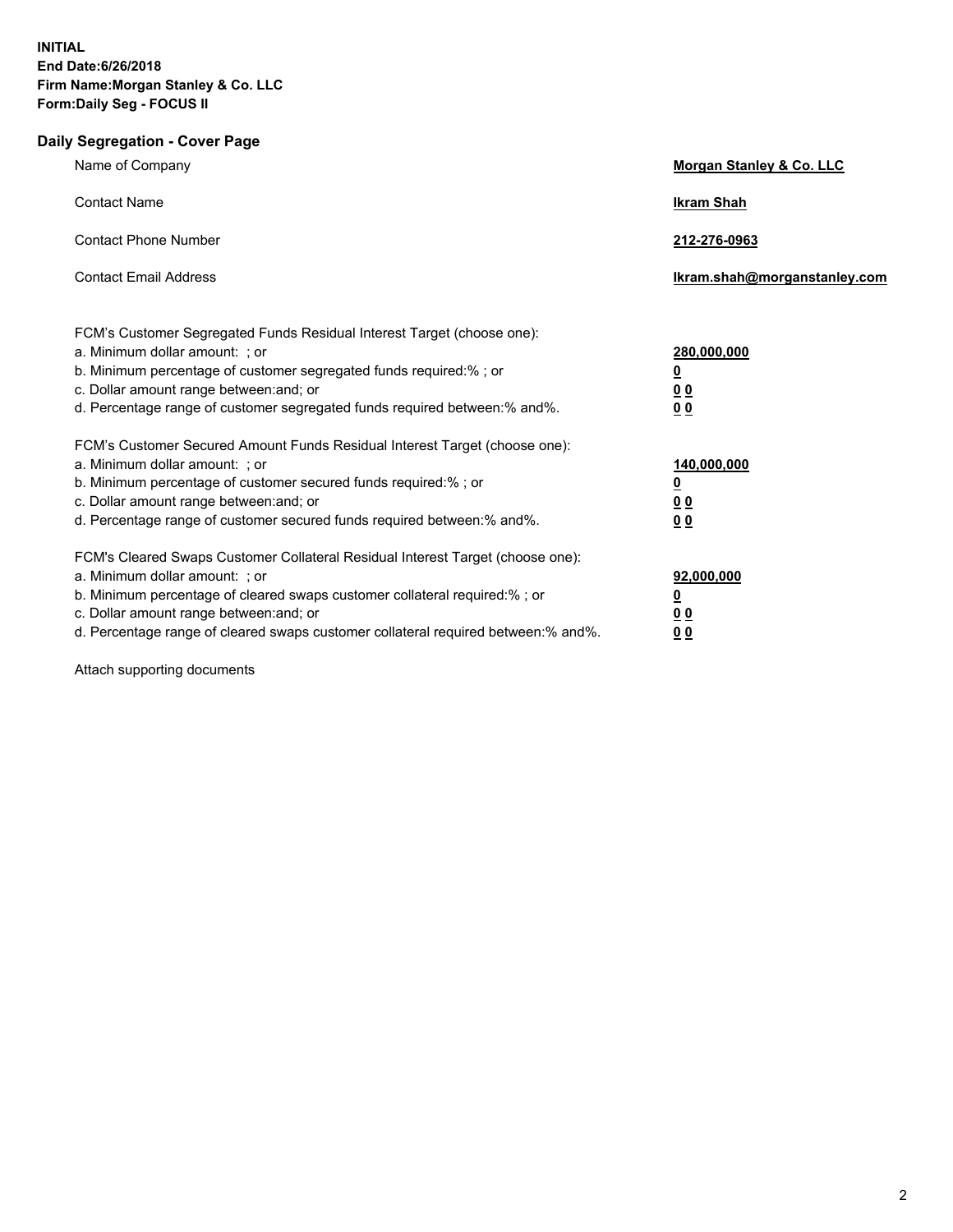**INITIAL**
**End Date:6/26/2018**
**Firm Name:Morgan Stanley & Co. LLC**
**Form:Daily Seg - FOCUS II**

## Daily Segregation - Cover Page

| | |
|---|---|
| Name of Company | **Morgan Stanley & Co. LLC** |
| Contact Name | **Ikram Shah** |
| Contact Phone Number | **212-276-0963** |
| Contact Email Address | **Ikram.shah@morganstanley.com** |

| | |
|---|---|
| FCM's Customer Segregated Funds Residual Interest Target (choose one): | |
| a. Minimum dollar amount: ; or | **280,000,000** |
| b. Minimum percentage of customer segregated funds required:% ; or | **0** |
| c. Dollar amount range between:and; or | **0 0** |
| d. Percentage range of customer segregated funds required between:% and%. | **0 0** |
| FCM's Customer Secured Amount Funds Residual Interest Target (choose one): | |
| a. Minimum dollar amount: ; or | **140,000,000** |
| b. Minimum percentage of customer secured funds required:% ; or | **0** |
| c. Dollar amount range between:and; or | **0 0** |
| d. Percentage range of customer secured funds required between:% and%. | **0 0** |
| FCM's Cleared Swaps Customer Collateral Residual Interest Target (choose one): | |
| a. Minimum dollar amount: ; or | **92,000,000** |
| b. Minimum percentage of cleared swaps customer collateral required:% ; or | **0** |
| c. Dollar amount range between:and; or | **0 0** |
| d. Percentage range of cleared swaps customer collateral required between:% and%. | **0 0** |

Attach supporting documents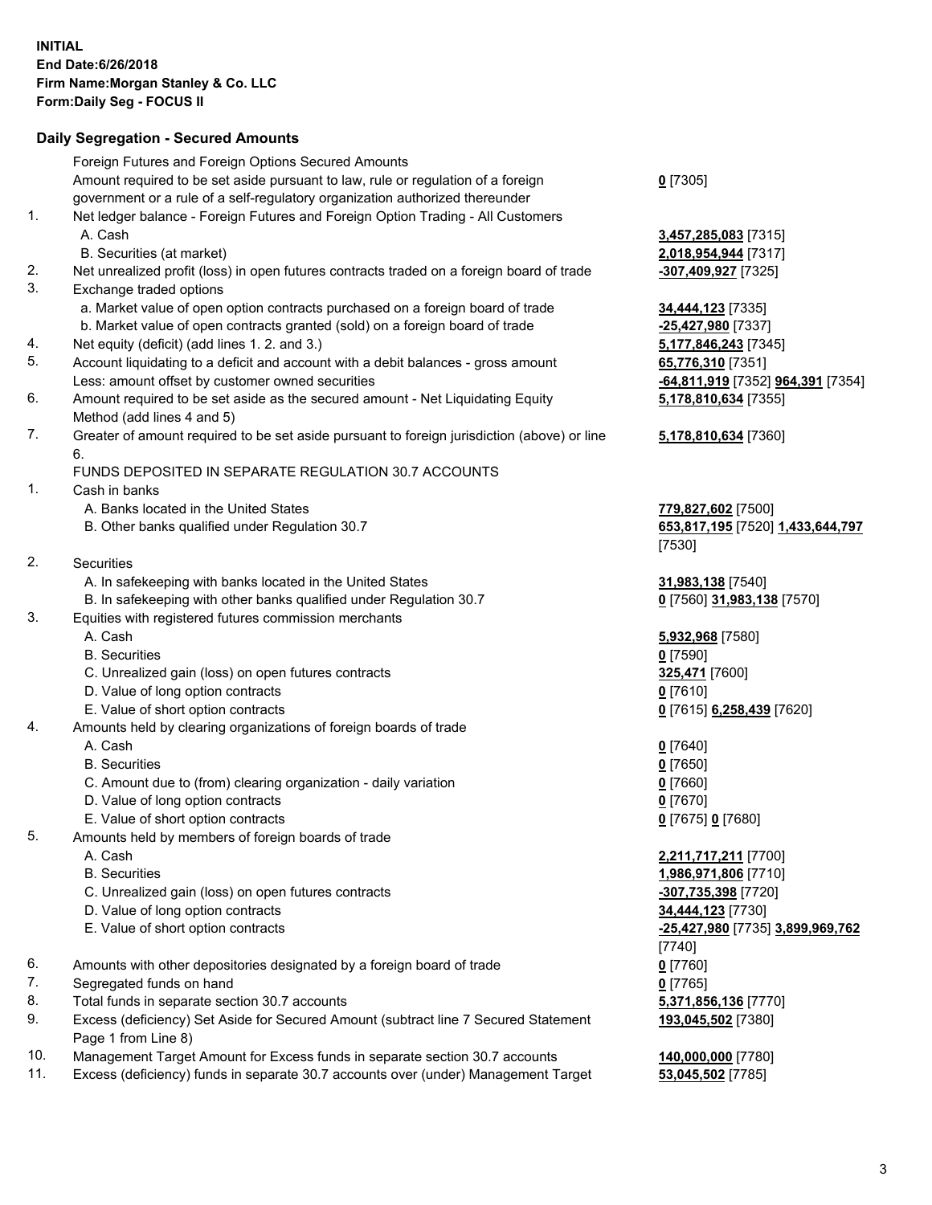**INITIAL**
**End Date:6/26/2018**
**Firm Name:Morgan Stanley & Co. LLC**
**Form:Daily Seg - FOCUS II**

## Daily Segregation - Secured Amounts

| | | | |
|---|---|---|---|
| | Foreign Futures and Foreign Options Secured Amounts | | |
| | Amount required to be set aside pursuant to law, rule or regulation of a foreign government or a rule of a self-regulatory organization authorized thereunder | **0** [7305] | |
| 1. | Net ledger balance - Foreign Futures and Foreign Option Trading - All Customers | | |
| | A. Cash | **3,457,285,083** [7315] | |
| | B. Securities (at market) | **2,018,954,944** [7317] | |
| 2. | Net unrealized profit (loss) in open futures contracts traded on a foreign board of trade | **-307,409,927** [7325] | |
| 3. | Exchange traded options | | |
| | a. Market value of open option contracts purchased on a foreign board of trade | **34,444,123** [7335] | |
| | b. Market value of open contracts granted (sold) on a foreign board of trade | **-25,427,980** [7337] | |
| 4. | Net equity (deficit) (add lines 1. 2. and 3.) | **5,177,846,243** [7345] | |
| 5. | Account liquidating to a deficit and account with a debit balances - gross amount | **65,776,310** [7351] | |
| | Less: amount offset by customer owned securities | **-64,811,919** [7352] | **964,391** [7354] |
| 6. | Amount required to be set aside as the secured amount - Net Liquidating Equity Method (add lines 4 and 5) | **5,178,810,634** [7355] | |
| 7. | Greater of amount required to be set aside pursuant to foreign jurisdiction (above) or line 6. | **5,178,810,634** [7360] | |
| | FUNDS DEPOSITED IN SEPARATE REGULATION 30.7 ACCOUNTS | | |
| 1. | Cash in banks | | |
| | A. Banks located in the United States | **779,827,602** [7500] | |
| | B. Other banks qualified under Regulation 30.7 | **653,817,195** [7520] | **1,433,644,797** [7530] |
| 2. | Securities | | |
| | A. In safekeeping with banks located in the United States | **31,983,138** [7540] | |
| | B. In safekeeping with other banks qualified under Regulation 30.7 | **0** [7560] | **31,983,138** [7570] |
| 3. | Equities with registered futures commission merchants | | |
| | A. Cash | **5,932,968** [7580] | |
| | B. Securities | **0** [7590] | |
| | C. Unrealized gain (loss) on open futures contracts | **325,471** [7600] | |
| | D. Value of long option contracts | **0** [7610] | |
| | E. Value of short option contracts | **0** [7615] | **6,258,439** [7620] |
| 4. | Amounts held by clearing organizations of foreign boards of trade | | |
| | A. Cash | **0** [7640] | |
| | B. Securities | **0** [7650] | |
| | C. Amount due to (from) clearing organization - daily variation | **0** [7660] | |
| | D. Value of long option contracts | **0** [7670] | |
| | E. Value of short option contracts | **0** [7675] | **0** [7680] |
| 5. | Amounts held by members of foreign boards of trade | | |
| | A. Cash | **2,211,717,211** [7700] | |
| | B. Securities | **1,986,971,806** [7710] | |
| | C. Unrealized gain (loss) on open futures contracts | **-307,735,398** [7720] | |
| | D. Value of long option contracts | **34,444,123** [7730] | |
| | E. Value of short option contracts | **-25,427,980** [7735] | **3,899,969,762** [7740] |
| 6. | Amounts with other depositories designated by a foreign board of trade | **0** [7760] | |
| 7. | Segregated funds on hand | **0** [7765] | |
| 8. | Total funds in separate section 30.7 accounts | **5,371,856,136** [7770] | |
| 9. | Excess (deficiency) Set Aside for Secured Amount (subtract line 7 Secured Statement Page 1 from Line 8) | **193,045,502** [7380] | |
| 10. | Management Target Amount for Excess funds in separate section 30.7 accounts | **140,000,000** [7780] | |
| 11. | Excess (deficiency) funds in separate 30.7 accounts over (under) Management Target | **53,045,502** [7785] | |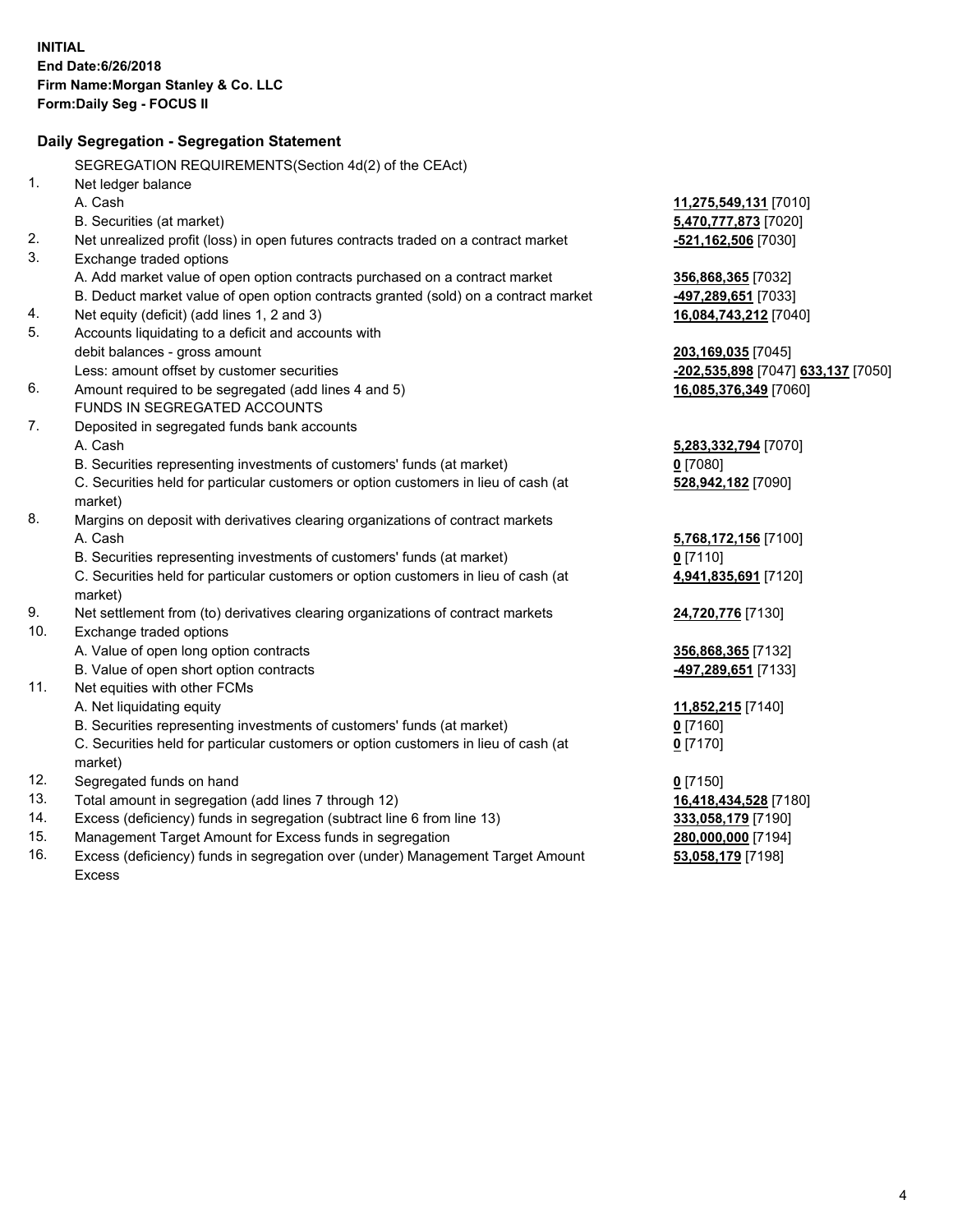**INITIAL**
**End Date:6/26/2018**
**Firm Name:Morgan Stanley & Co. LLC**
**Form:Daily Seg - FOCUS II**

## Daily Segregation - Segregation Statement

SEGREGATION REQUIREMENTS(Section 4d(2) of the CEAct)

| | | |
|---|---|---|
| 1. | Net ledger balance | |
| | A. Cash | **11,275,549,131** [7010] |
| | B. Securities (at market) | **5,470,777,873** [7020] |
| 2. | Net unrealized profit (loss) in open futures contracts traded on a contract market | **-521,162,506** [7030] |
| 3. | Exchange traded options | |
| | A. Add market value of open option contracts purchased on a contract market | **356,868,365** [7032] |
| | B. Deduct market value of open option contracts granted (sold) on a contract market | **-497,289,651** [7033] |
| 4. | Net equity (deficit) (add lines 1, 2 and 3) | **16,084,743,212** [7040] |
| 5. | Accounts liquidating to a deficit and accounts with debit balances - gross amount | **203,169,035** [7045] |
| | Less: amount offset by customer securities | **-202,535,898** [7047] **633,137** [7050] |
| 6. | Amount required to be segregated (add lines 4 and 5) | **16,085,376,349** [7060] |
| | FUNDS IN SEGREGATED ACCOUNTS | |
| 7. | Deposited in segregated funds bank accounts | |
| | A. Cash | **5,283,332,794** [7070] |
| | B. Securities representing investments of customers' funds (at market) | **0** [7080] |
| | C. Securities held for particular customers or option customers in lieu of cash (at market) | **528,942,182** [7090] |
| 8. | Margins on deposit with derivatives clearing organizations of contract markets | |
| | A. Cash | **5,768,172,156** [7100] |
| | B. Securities representing investments of customers' funds (at market) | **0** [7110] |
| | C. Securities held for particular customers or option customers in lieu of cash (at market) | **4,941,835,691** [7120] |
| 9. | Net settlement from (to) derivatives clearing organizations of contract markets | **24,720,776** [7130] |
| 10. | Exchange traded options | |
| | A. Value of open long option contracts | **356,868,365** [7132] |
| | B. Value of open short option contracts | **-497,289,651** [7133] |
| 11. | Net equities with other FCMs | |
| | A. Net liquidating equity | **11,852,215** [7140] |
| | B. Securities representing investments of customers' funds (at market) | **0** [7160] |
| | C. Securities held for particular customers or option customers in lieu of cash (at market) | **0** [7170] |
| 12. | Segregated funds on hand | **0** [7150] |
| 13. | Total amount in segregation (add lines 7 through 12) | **16,418,434,528** [7180] |
| 14. | Excess (deficiency) funds in segregation (subtract line 6 from line 13) | **333,058,179** [7190] |
| 15. | Management Target Amount for Excess funds in segregation | **280,000,000** [7194] |
| 16. | Excess (deficiency) funds in segregation over (under) Management Target Amount Excess | **53,058,179** [7198] |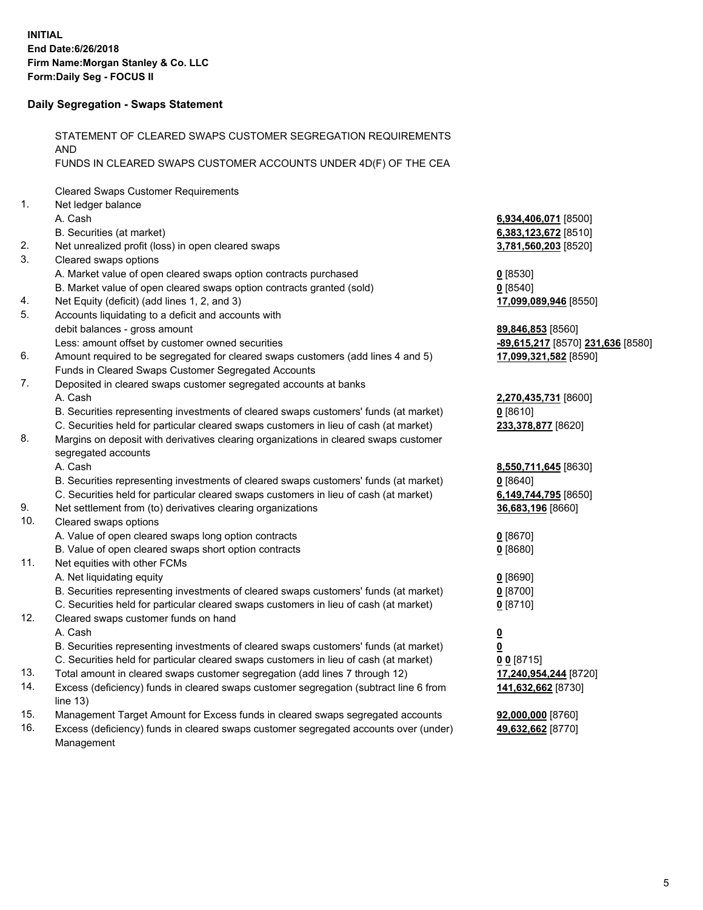**INITIAL**
**End Date:6/26/2018**
**Firm Name:Morgan Stanley & Co. LLC**
**Form:Daily Seg - FOCUS II**

## Daily Segregation - Swaps Statement

STATEMENT OF CLEARED SWAPS CUSTOMER SEGREGATION REQUIREMENTS AND
FUNDS IN CLEARED SWAPS CUSTOMER ACCOUNTS UNDER 4D(F) OF THE CEA

| | | |
|---|---|---|
| | Cleared Swaps Customer Requirements | |
| 1. | Net ledger balance | |
| | A. Cash | **6,934,406,071** [8500] |
| | B. Securities (at market) | **6,383,123,672** [8510] |
| 2. | Net unrealized profit (loss) in open cleared swaps | **3,781,560,203** [8520] |
| 3. | Cleared swaps options | |
| | A. Market value of open cleared swaps option contracts purchased | **0** [8530] |
| | B. Market value of open cleared swaps option contracts granted (sold) | **0** [8540] |
| 4. | Net Equity (deficit) (add lines 1, 2, and 3) | **17,099,089,946** [8550] |
| 5. | Accounts liquidating to a deficit and accounts with | |
| | debit balances - gross amount | **89,846,853** [8560] |
| | Less: amount offset by customer owned securities | **-89,615,217** [8570] **231,636** [8580] |
| 6. | Amount required to be segregated for cleared swaps customers (add lines 4 and 5) | **17,099,321,582** [8590] |
| | Funds in Cleared Swaps Customer Segregated Accounts | |
| 7. | Deposited in cleared swaps customer segregated accounts at banks | |
| | A. Cash | **2,270,435,731** [8600] |
| | B. Securities representing investments of cleared swaps customers' funds (at market) | **0** [8610] |
| | C. Securities held for particular cleared swaps customers in lieu of cash (at market) | **233,378,877** [8620] |
| 8. | Margins on deposit with derivatives clearing organizations in cleared swaps customer segregated accounts | |
| | A. Cash | **8,550,711,645** [8630] |
| | B. Securities representing investments of cleared swaps customers' funds (at market) | **0** [8640] |
| | C. Securities held for particular cleared swaps customers in lieu of cash (at market) | **6,149,744,795** [8650] |
| 9. | Net settlement from (to) derivatives clearing organizations | **36,683,196** [8660] |
| 10. | Cleared swaps options | |
| | A. Value of open cleared swaps long option contracts | **0** [8670] |
| | B. Value of open cleared swaps short option contracts | **0** [8680] |
| 11. | Net equities with other FCMs | |
| | A. Net liquidating equity | **0** [8690] |
| | B. Securities representing investments of cleared swaps customers' funds (at market) | **0** [8700] |
| | C. Securities held for particular cleared swaps customers in lieu of cash (at market) | **0** [8710] |
| 12. | Cleared swaps customer funds on hand | |
| | A. Cash | **0** |
| | B. Securities representing investments of cleared swaps customers' funds (at market) | **0** |
| | C. Securities held for particular cleared swaps customers in lieu of cash (at market) | **0** **0** [8715] |
| 13. | Total amount in cleared swaps customer segregation (add lines 7 through 12) | **17,240,954,244** [8720] |
| 14. | Excess (deficiency) funds in cleared swaps customer segregation (subtract line 6 from line 13) | **141,632,662** [8730] |
| 15. | Management Target Amount for Excess funds in cleared swaps segregated accounts | **92,000,000** [8760] |
| 16. | Excess (deficiency) funds in cleared swaps customer segregated accounts over (under) Management | **49,632,662** [8770] |